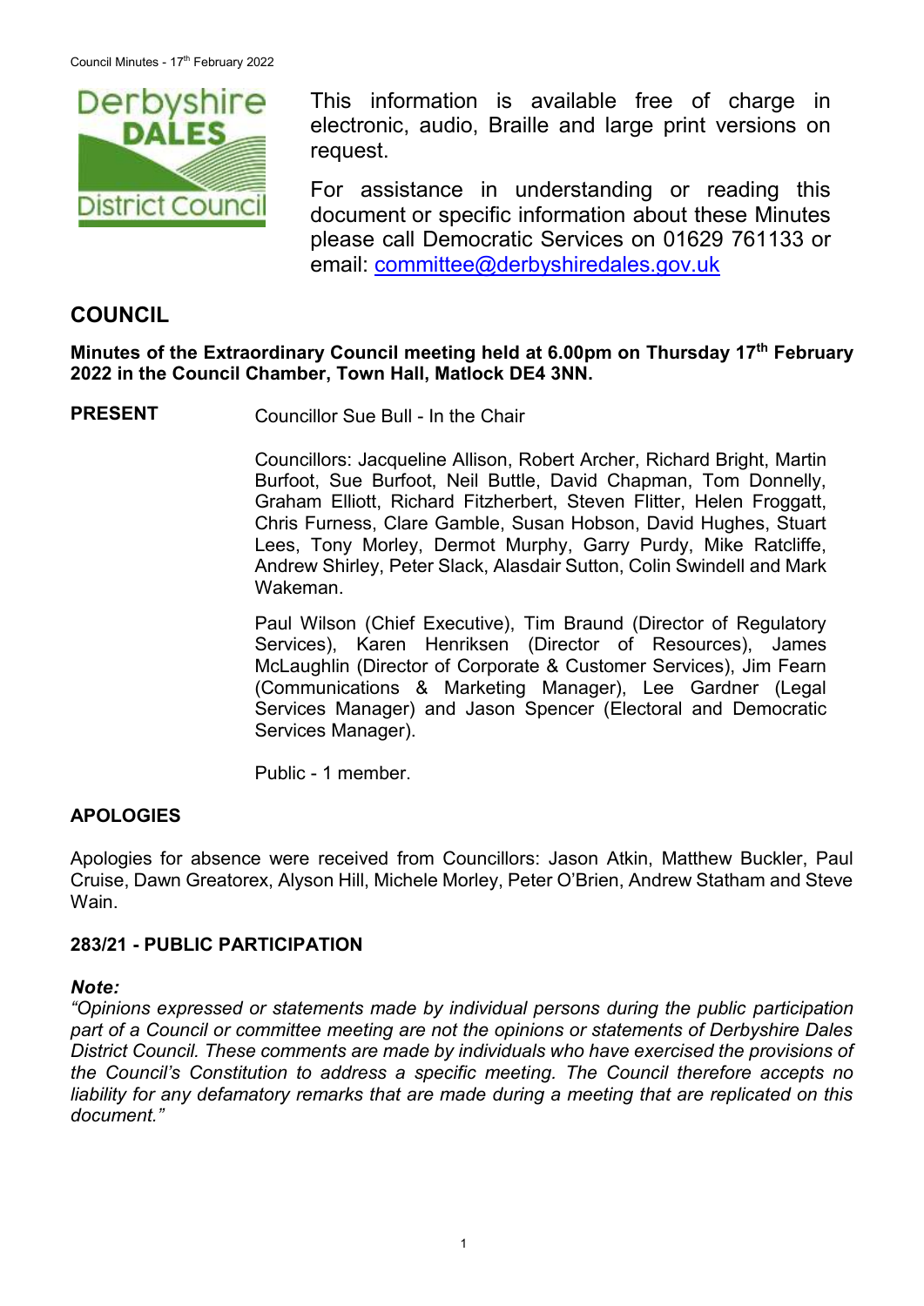This information is available free of charge in electronic, audio, Braille and large print versions on request.

For assistance in understanding or reading this document or specific information about these Minutes please call Democratic Services on 01629 761133 or email: committee@derbyshiredales.gov.uk

## COUNCIL

**Minutes of the Extraordinary Council meeting held at 6.00pm on Thursday 17th February 2022 in the Council Chamber, Town Hall, Matlock DE4 3NN.**

**PRESENT**

Councillor Sue Bull - In the Chair

Councillors: Jacqueline Allison, Robert Archer, Richard Bright, Martin Burfoot, Sue Burfoot, Neil Buttle, David Chapman, Tom Donnelly, Graham Elliott, Richard Fitzherbert, Steven Flitter, Helen Froggatt, Chris Furness, Clare Gamble, Susan Hobson, David Hughes, Stuart Lees, Tony Morley, Dermot Murphy, Garry Purdy, Mike Ratcliffe, Andrew Shirley, Peter Slack, Alasdair Sutton, Colin Swindell and Mark Wakeman.

Paul Wilson (Chief Executive), Tim Braund (Director of Regulatory Services), Karen Henriksen (Director of Resources), James McLaughlin (Director of Corporate & Customer Services), Jim Fearn (Communications & Marketing Manager), Lee Gardner (Legal Services Manager) and Jason Spencer (Electoral and Democratic Services Manager).

Public - 1 member.

### APOLOGIES

Apologies for absence were received from Councillors: Jason Atkin, Matthew Buckler, Paul Cruise, Dawn Greatorex, Alyson Hill, Michele Morley, Peter O'Brien, Andrew Statham and Steve Wain.

### 283/21 - PUBLIC PARTICIPATION

***Note:***

*"Opinions expressed or statements made by individual persons during the public participation part of a Council or committee meeting are not the opinions or statements of Derbyshire Dales District Council. These comments are made by individuals who have exercised the provisions of the Council's Constitution to address a specific meeting. The Council therefore accepts no liability for any defamatory remarks that are made during a meeting that are replicated on this document."*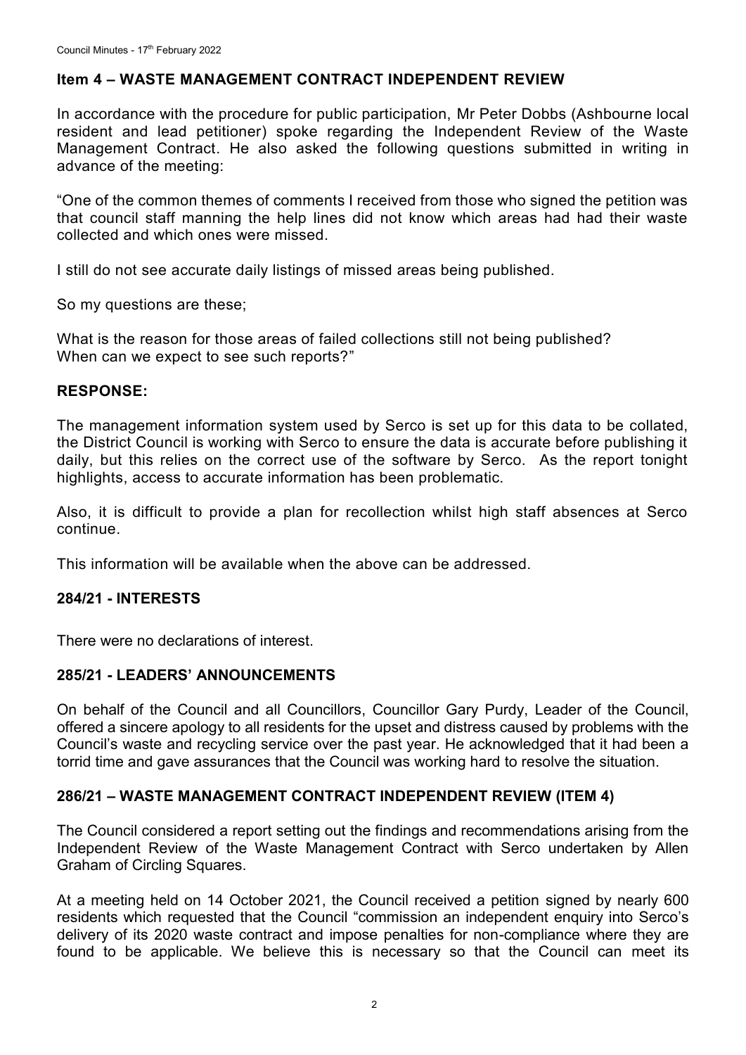## Item 4 – WASTE MANAGEMENT CONTRACT INDEPENDENT REVIEW

In accordance with the procedure for public participation, Mr Peter Dobbs (Ashbourne local resident and lead petitioner) spoke regarding the Independent Review of the Waste Management Contract. He also asked the following questions submitted in writing in advance of the meeting:

"One of the common themes of comments I received from those who signed the petition was that council staff manning the help lines did not know which areas had had their waste collected and which ones were missed.

I still do not see accurate daily listings of missed areas being published.

So my questions are these;

What is the reason for those areas of failed collections still not being published?
When can we expect to see such reports?"

**RESPONSE:**

The management information system used by Serco is set up for this data to be collated, the District Council is working with Serco to ensure the data is accurate before publishing it daily, but this relies on the correct use of the software by Serco. As the report tonight highlights, access to accurate information has been problematic.

Also, it is difficult to provide a plan for recollection whilst high staff absences at Serco continue.

This information will be available when the above can be addressed.

## 284/21 - INTERESTS

There were no declarations of interest.

## 285/21 - LEADERS' ANNOUNCEMENTS

On behalf of the Council and all Councillors, Councillor Gary Purdy, Leader of the Council, offered a sincere apology to all residents for the upset and distress caused by problems with the Council's waste and recycling service over the past year. He acknowledged that it had been a torrid time and gave assurances that the Council was working hard to resolve the situation.

## 286/21 – WASTE MANAGEMENT CONTRACT INDEPENDENT REVIEW (ITEM 4)

The Council considered a report setting out the findings and recommendations arising from the Independent Review of the Waste Management Contract with Serco undertaken by Allen Graham of Circling Squares.

At a meeting held on 14 October 2021, the Council received a petition signed by nearly 600 residents which requested that the Council "commission an independent enquiry into Serco's delivery of its 2020 waste contract and impose penalties for non-compliance where they are found to be applicable. We believe this is necessary so that the Council can meet its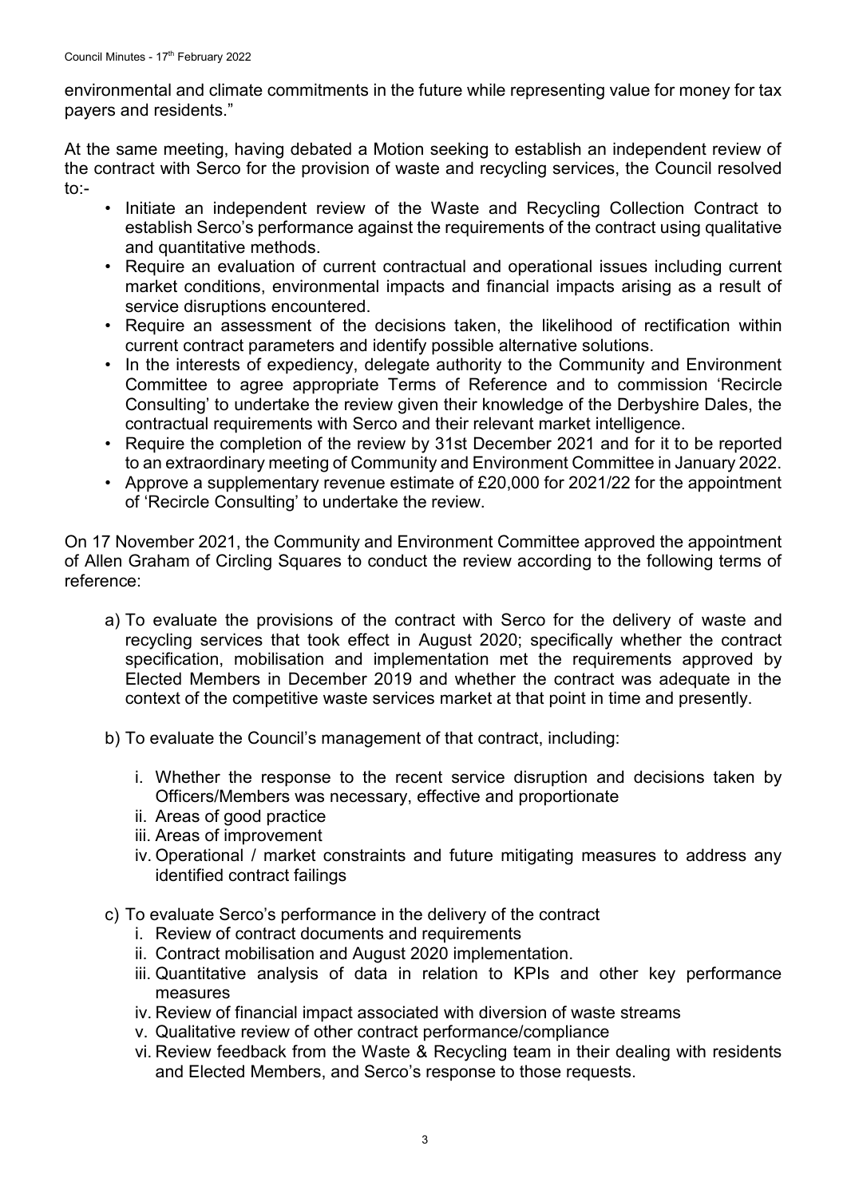environmental and climate commitments in the future while representing value for money for tax payers and residents."

At the same meeting, having debated a Motion seeking to establish an independent review of the contract with Serco for the provision of waste and recycling services, the Council resolved to:-

- Initiate an independent review of the Waste and Recycling Collection Contract to establish Serco's performance against the requirements of the contract using qualitative and quantitative methods.
- Require an evaluation of current contractual and operational issues including current market conditions, environmental impacts and financial impacts arising as a result of service disruptions encountered.
- Require an assessment of the decisions taken, the likelihood of rectification within current contract parameters and identify possible alternative solutions.
- In the interests of expediency, delegate authority to the Community and Environment Committee to agree appropriate Terms of Reference and to commission 'Recircle Consulting' to undertake the review given their knowledge of the Derbyshire Dales, the contractual requirements with Serco and their relevant market intelligence.
- Require the completion of the review by 31st December 2021 and for it to be reported to an extraordinary meeting of Community and Environment Committee in January 2022.
- Approve a supplementary revenue estimate of £20,000 for 2021/22 for the appointment of 'Recircle Consulting' to undertake the review.

On 17 November 2021, the Community and Environment Committee approved the appointment of Allen Graham of Circling Squares to conduct the review according to the following terms of reference:

a) To evaluate the provisions of the contract with Serco for the delivery of waste and recycling services that took effect in August 2020; specifically whether the contract specification, mobilisation and implementation met the requirements approved by Elected Members in December 2019 and whether the contract was adequate in the context of the competitive waste services market at that point in time and presently.

b) To evaluate the Council's management of that contract, including:

   i. Whether the response to the recent service disruption and decisions taken by Officers/Members was necessary, effective and proportionate
   ii. Areas of good practice
   iii. Areas of improvement
   iv. Operational / market constraints and future mitigating measures to address any identified contract failings

c) To evaluate Serco's performance in the delivery of the contract
   i. Review of contract documents and requirements
   ii. Contract mobilisation and August 2020 implementation.
   iii. Quantitative analysis of data in relation to KPIs and other key performance measures
   iv. Review of financial impact associated with diversion of waste streams
   v. Qualitative review of other contract performance/compliance
   vi. Review feedback from the Waste & Recycling team in their dealing with residents and Elected Members, and Serco's response to those requests.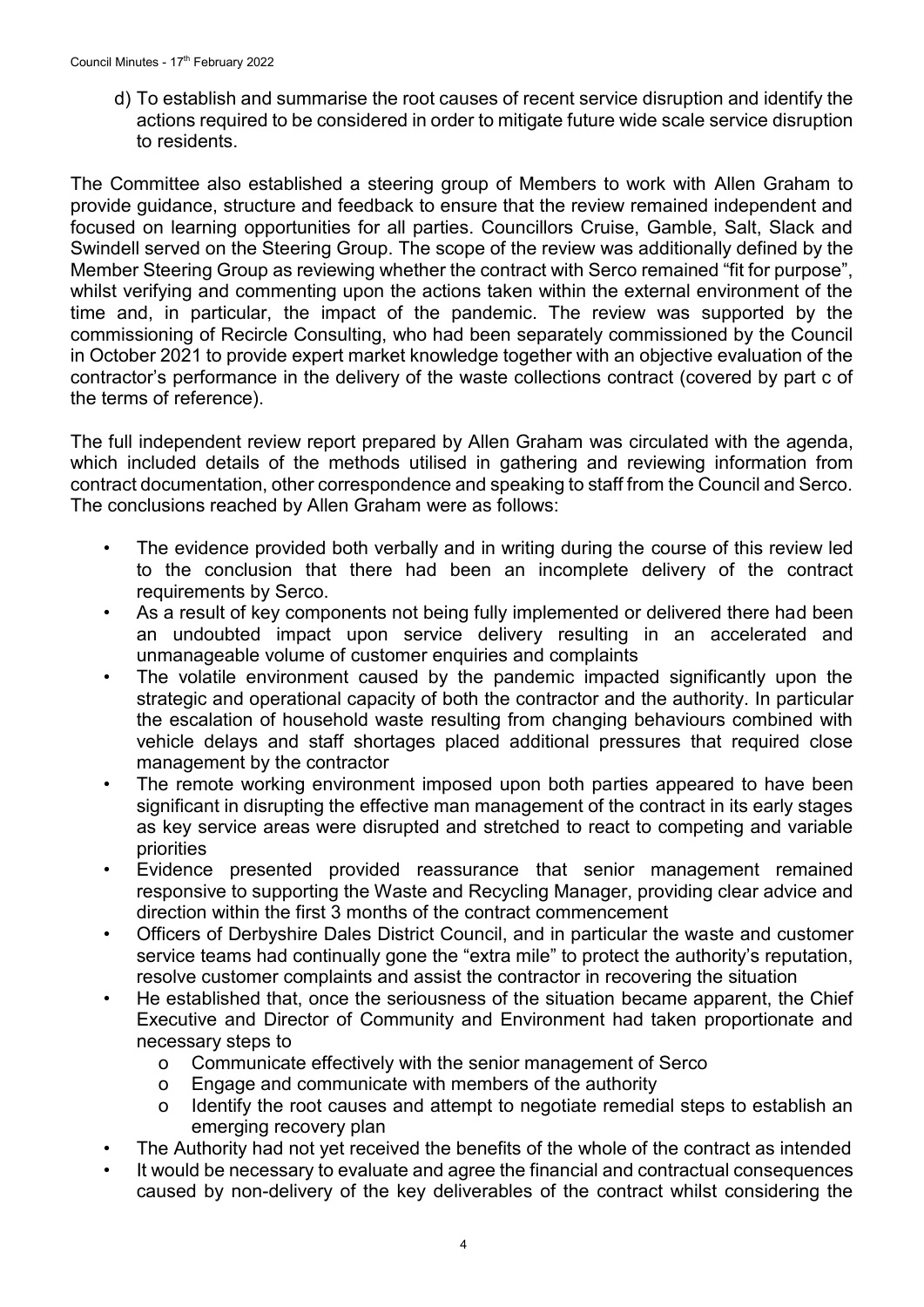d) To establish and summarise the root causes of recent service disruption and identify the actions required to be considered in order to mitigate future wide scale service disruption to residents.

The Committee also established a steering group of Members to work with Allen Graham to provide guidance, structure and feedback to ensure that the review remained independent and focused on learning opportunities for all parties. Councillors Cruise, Gamble, Salt, Slack and Swindell served on the Steering Group. The scope of the review was additionally defined by the Member Steering Group as reviewing whether the contract with Serco remained "fit for purpose", whilst verifying and commenting upon the actions taken within the external environment of the time and, in particular, the impact of the pandemic. The review was supported by the commissioning of Recircle Consulting, who had been separately commissioned by the Council in October 2021 to provide expert market knowledge together with an objective evaluation of the contractor's performance in the delivery of the waste collections contract (covered by part c of the terms of reference).

The full independent review report prepared by Allen Graham was circulated with the agenda, which included details of the methods utilised in gathering and reviewing information from contract documentation, other correspondence and speaking to staff from the Council and Serco. The conclusions reached by Allen Graham were as follows:

- The evidence provided both verbally and in writing during the course of this review led to the conclusion that there had been an incomplete delivery of the contract requirements by Serco.
- As a result of key components not being fully implemented or delivered there had been an undoubted impact upon service delivery resulting in an accelerated and unmanageable volume of customer enquiries and complaints
- The volatile environment caused by the pandemic impacted significantly upon the strategic and operational capacity of both the contractor and the authority. In particular the escalation of household waste resulting from changing behaviours combined with vehicle delays and staff shortages placed additional pressures that required close management by the contractor
- The remote working environment imposed upon both parties appeared to have been significant in disrupting the effective man management of the contract in its early stages as key service areas were disrupted and stretched to react to competing and variable priorities
- Evidence presented provided reassurance that senior management remained responsive to supporting the Waste and Recycling Manager, providing clear advice and direction within the first 3 months of the contract commencement
- Officers of Derbyshire Dales District Council, and in particular the waste and customer service teams had continually gone the "extra mile" to protect the authority's reputation, resolve customer complaints and assist the contractor in recovering the situation
- He established that, once the seriousness of the situation became apparent, the Chief Executive and Director of Community and Environment had taken proportionate and necessary steps to
  - Communicate effectively with the senior management of Serco
  - Engage and communicate with members of the authority
  - Identify the root causes and attempt to negotiate remedial steps to establish an emerging recovery plan
- The Authority had not yet received the benefits of the whole of the contract as intended
- It would be necessary to evaluate and agree the financial and contractual consequences caused by non-delivery of the key deliverables of the contract whilst considering the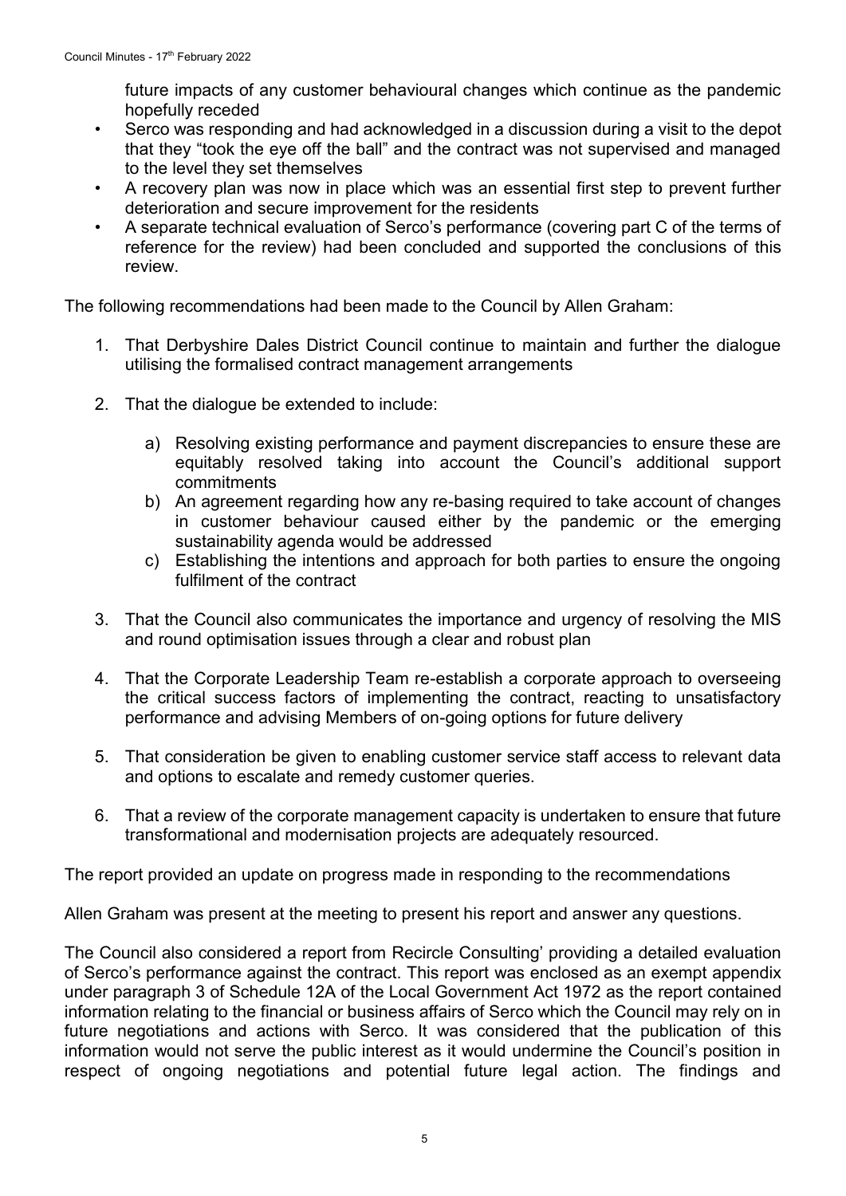future impacts of any customer behavioural changes which continue as the pandemic hopefully receded

- Serco was responding and had acknowledged in a discussion during a visit to the depot that they “took the eye off the ball” and the contract was not supervised and managed to the level they set themselves
- A recovery plan was now in place which was an essential first step to prevent further deterioration and secure improvement for the residents
- A separate technical evaluation of Serco’s performance (covering part C of the terms of reference for the review) had been concluded and supported the conclusions of this review.

The following recommendations had been made to the Council by Allen Graham:

1. That Derbyshire Dales District Council continue to maintain and further the dialogue utilising the formalised contract management arrangements

2. That the dialogue be extended to include:

   a) Resolving existing performance and payment discrepancies to ensure these are equitably resolved taking into account the Council’s additional support commitments
   b) An agreement regarding how any re-basing required to take account of changes in customer behaviour caused either by the pandemic or the emerging sustainability agenda would be addressed
   c) Establishing the intentions and approach for both parties to ensure the ongoing fulfilment of the contract

3. That the Council also communicates the importance and urgency of resolving the MIS and round optimisation issues through a clear and robust plan

4. That the Corporate Leadership Team re-establish a corporate approach to overseeing the critical success factors of implementing the contract, reacting to unsatisfactory performance and advising Members of on-going options for future delivery

5. That consideration be given to enabling customer service staff access to relevant data and options to escalate and remedy customer queries.

6. That a review of the corporate management capacity is undertaken to ensure that future transformational and modernisation projects are adequately resourced.

The report provided an update on progress made in responding to the recommendations

Allen Graham was present at the meeting to present his report and answer any questions.

The Council also considered a report from Recircle Consulting’ providing a detailed evaluation of Serco’s performance against the contract. This report was enclosed as an exempt appendix under paragraph 3 of Schedule 12A of the Local Government Act 1972 as the report contained information relating to the financial or business affairs of Serco which the Council may rely on in future negotiations and actions with Serco. It was considered that the publication of this information would not serve the public interest as it would undermine the Council’s position in respect of ongoing negotiations and potential future legal action. The findings and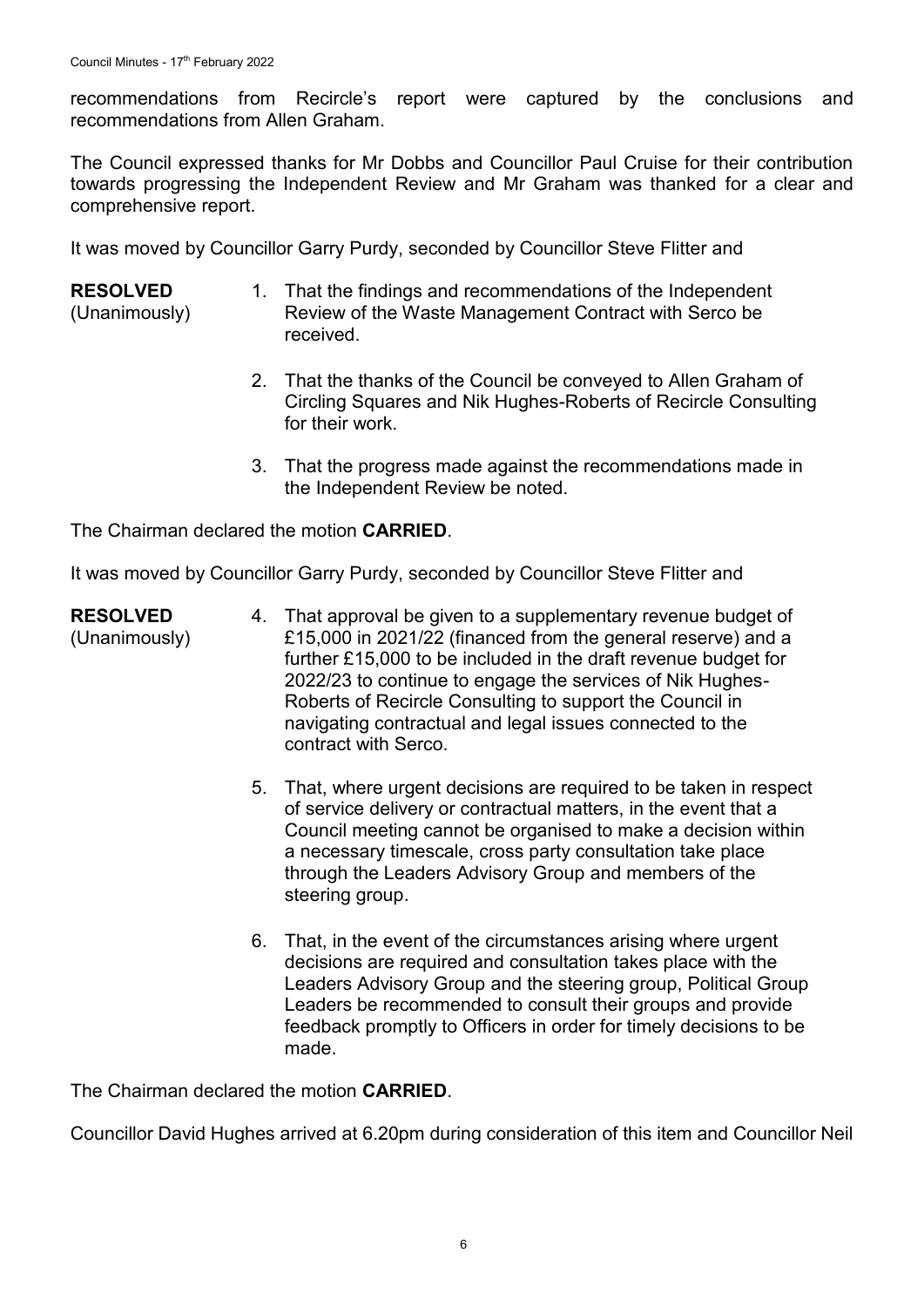recommendations from Recircle's report were captured by the conclusions and recommendations from Allen Graham.

The Council expressed thanks for Mr Dobbs and Councillor Paul Cruise for their contribution towards progressing the Independent Review and Mr Graham was thanked for a clear and comprehensive report.

It was moved by Councillor Garry Purdy, seconded by Councillor Steve Flitter and

**RESOLVED** (Unanimously)

1. That the findings and recommendations of the Independent Review of the Waste Management Contract with Serco be received.

2. That the thanks of the Council be conveyed to Allen Graham of Circling Squares and Nik Hughes-Roberts of Recircle Consulting for their work.

3. That the progress made against the recommendations made in the Independent Review be noted.

The Chairman declared the motion **CARRIED**.

It was moved by Councillor Garry Purdy, seconded by Councillor Steve Flitter and

**RESOLVED** (Unanimously)

4. That approval be given to a supplementary revenue budget of £15,000 in 2021/22 (financed from the general reserve) and a further £15,000 to be included in the draft revenue budget for 2022/23 to continue to engage the services of Nik Hughes-Roberts of Recircle Consulting to support the Council in navigating contractual and legal issues connected to the contract with Serco.

5. That, where urgent decisions are required to be taken in respect of service delivery or contractual matters, in the event that a Council meeting cannot be organised to make a decision within a necessary timescale, cross party consultation take place through the Leaders Advisory Group and members of the steering group.

6. That, in the event of the circumstances arising where urgent decisions are required and consultation takes place with the Leaders Advisory Group and the steering group, Political Group Leaders be recommended to consult their groups and provide feedback promptly to Officers in order for timely decisions to be made.

The Chairman declared the motion **CARRIED**.

Councillor David Hughes arrived at 6.20pm during consideration of this item and Councillor Neil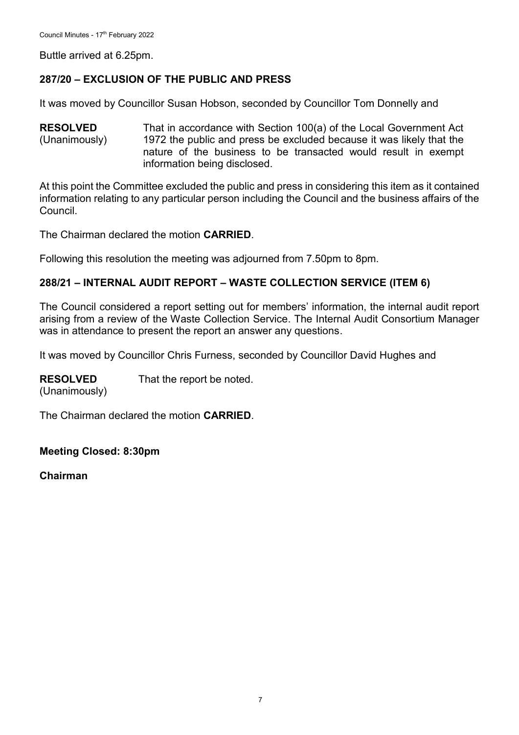Buttle arrived at 6.25pm.

## 287/20 – EXCLUSION OF THE PUBLIC AND PRESS

It was moved by Councillor Susan Hobson, seconded by Councillor Tom Donnelly and

| | |
|---|---|
| **RESOLVED** (Unanimously) | That in accordance with Section 100(a) of the Local Government Act 1972 the public and press be excluded because it was likely that the nature of the business to be transacted would result in exempt information being disclosed. |

At this point the Committee excluded the public and press in considering this item as it contained information relating to any particular person including the Council and the business affairs of the Council.

The Chairman declared the motion **CARRIED**.

Following this resolution the meeting was adjourned from 7.50pm to 8pm.

## 288/21 – INTERNAL AUDIT REPORT – WASTE COLLECTION SERVICE (ITEM 6)

The Council considered a report setting out for members' information, the internal audit report arising from a review of the Waste Collection Service. The Internal Audit Consortium Manager was in attendance to present the report an answer any questions.

It was moved by Councillor Chris Furness, seconded by Councillor David Hughes and

| | |
|---|---|
| **RESOLVED** (Unanimously) | That the report be noted. |

The Chairman declared the motion **CARRIED**.

**Meeting Closed: 8:30pm**

**Chairman**